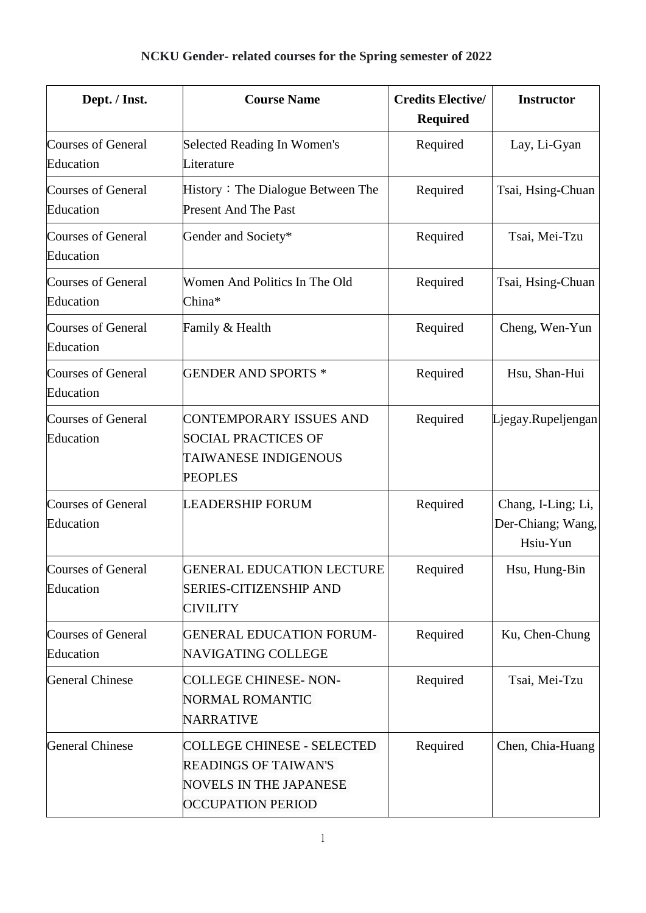# NCKU Gender- related courses for the Spring semester of 2022

| Dept. / Inst. | Course Name | Credits Elective/ Required | Instructor |
|---|---|---|---|
| Courses of General Education | Selected Reading In Women's Literature | Required | Lay, Li-Gyan |
| Courses of General Education | History：The Dialogue Between The Present And The Past | Required | Tsai, Hsing-Chuan |
| Courses of General Education | Gender and Society* | Required | Tsai, Mei-Tzu |
| Courses of General Education | Women And Politics In The Old China* | Required | Tsai, Hsing-Chuan |
| Courses of General Education | Family & Health | Required | Cheng, Wen-Yun |
| Courses of General Education | GENDER AND SPORTS * | Required | Hsu, Shan-Hui |
| Courses of General Education | CONTEMPORARY ISSUES AND SOCIAL PRACTICES OF TAIWANESE INDIGENOUS PEOPLES | Required | Ljegay.Rupeljengan |
| Courses of General Education | LEADERSHIP FORUM | Required | Chang, I-Ling; Li, Der-Chiang; Wang, Hsiu-Yun |
| Courses of General Education | GENERAL EDUCATION LECTURE SERIES-CITIZENSHIP AND CIVILITY | Required | Hsu, Hung-Bin |
| Courses of General Education | GENERAL EDUCATION FORUM-NAVIGATING COLLEGE | Required | Ku, Chen-Chung |
| General Chinese | COLLEGE CHINESE- NON-NORMAL ROMANTIC NARRATIVE | Required | Tsai, Mei-Tzu |
| General Chinese | COLLEGE CHINESE - SELECTED READINGS OF TAIWAN'S NOVELS IN THE JAPANESE OCCUPATION PERIOD | Required | Chen, Chia-Huang |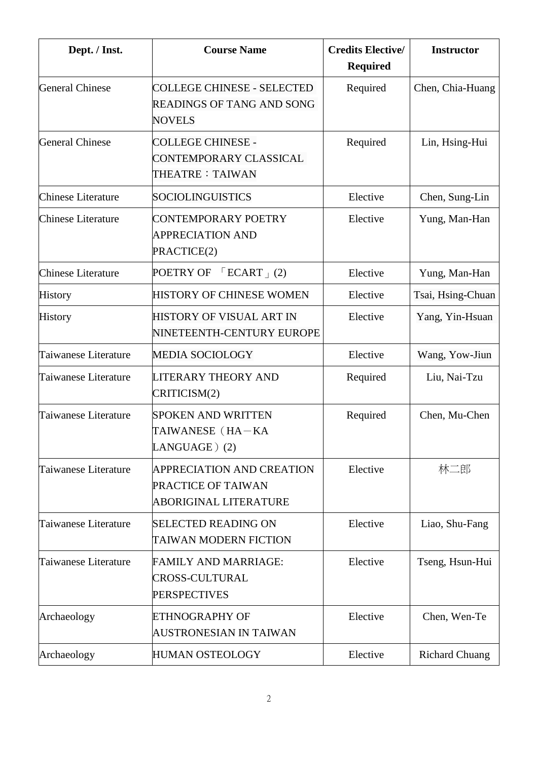| Dept. / Inst. | Course Name | Credits Elective/ Required | Instructor |
|---|---|---|---|
| General Chinese | COLLEGE CHINESE - SELECTED READINGS OF TANG AND SONG NOVELS | Required | Chen, Chia-Huang |
| General Chinese | COLLEGE CHINESE - CONTEMPORARY CLASSICAL THEATRE：TAIWAN | Required | Lin, Hsing-Hui |
| Chinese Literature | SOCIOLINGUISTICS | Elective | Chen, Sung-Lin |
| Chinese Literature | CONTEMPORARY POETRY APPRECIATION AND PRACTICE(2) | Elective | Yung, Man-Han |
| Chinese Literature | POETRY OF 「ECART」(2) | Elective | Yung, Man-Han |
| History | HISTORY OF CHINESE WOMEN | Elective | Tsai, Hsing-Chuan |
| History | HISTORY OF VISUAL ART IN NINETEENTH-CENTURY EUROPE | Elective | Yang, Yin-Hsuan |
| Taiwanese Literature | MEDIA SOCIOLOGY | Elective | Wang, Yow-Jiun |
| Taiwanese Literature | LITERARY THEORY AND CRITICISM(2) | Required | Liu, Nai-Tzu |
| Taiwanese Literature | SPOKEN AND WRITTEN TAIWANESE（HA－KA LANGUAGE）(2) | Required | Chen, Mu-Chen |
| Taiwanese Literature | APPRECIATION AND CREATION PRACTICE OF TAIWAN ABORIGINAL LITERATURE | Elective | 林二郎 |
| Taiwanese Literature | SELECTED READING ON TAIWAN MODERN FICTION | Elective | Liao, Shu-Fang |
| Taiwanese Literature | FAMILY AND MARRIAGE: CROSS-CULTURAL PERSPECTIVES | Elective | Tseng, Hsun-Hui |
| Archaeology | ETHNOGRAPHY OF AUSTRONESIAN IN TAIWAN | Elective | Chen, Wen-Te |
| Archaeology | HUMAN OSTEOLOGY | Elective | Richard Chuang |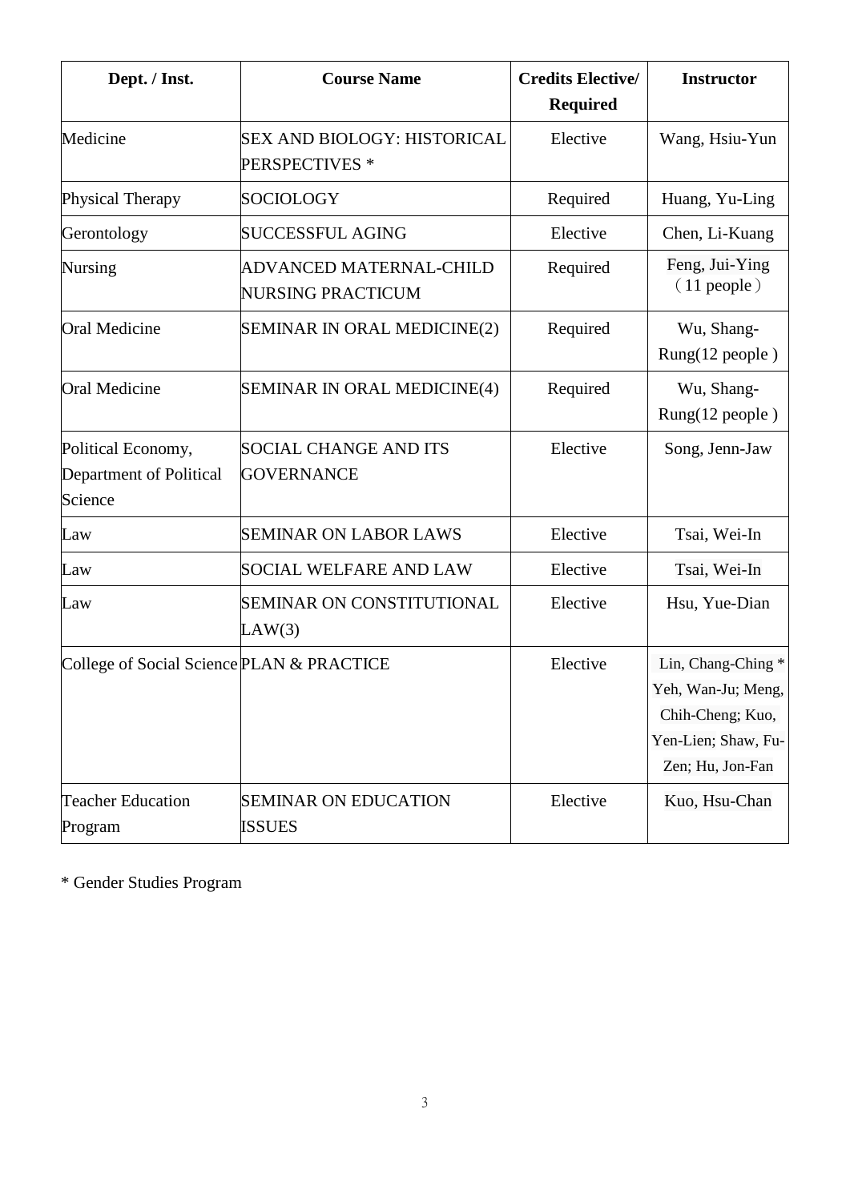| Dept. / Inst. | Course Name | Credits Elective/ Required | Instructor |
|---|---|---|---|
| Medicine | SEX AND BIOLOGY: HISTORICAL PERSPECTIVES * | Elective | Wang, Hsiu-Yun |
| Physical Therapy | SOCIOLOGY | Required | Huang, Yu-Ling |
| Gerontology | SUCCESSFUL AGING | Elective | Chen, Li-Kuang |
| Nursing | ADVANCED MATERNAL-CHILD NURSING PRACTICUM | Required | Feng, Jui-Ying（11 people） |
| Oral Medicine | SEMINAR IN ORAL MEDICINE(2) | Required | Wu, Shang-Rung(12 people ) |
| Oral Medicine | SEMINAR IN ORAL MEDICINE(4) | Required | Wu, Shang-Rung(12 people ) |
| Political Economy, Department of Political Science | SOCIAL CHANGE AND ITS GOVERNANCE | Elective | Song, Jenn-Jaw |
| Law | SEMINAR ON LABOR LAWS | Elective | Tsai, Wei-In |
| Law | SOCIAL WELFARE AND LAW | Elective | Tsai, Wei-In |
| Law | SEMINAR ON CONSTITUTIONAL LAW(3) | Elective | Hsu, Yue-Dian |
| College of Social Science | PLAN & PRACTICE | Elective | Lin, Chang-Ching * Yeh, Wan-Ju; Meng, Chih-Cheng; Kuo, Yen-Lien; Shaw, Fu-Zen; Hu, Jon-Fan |
| Teacher Education Program | SEMINAR ON EDUCATION ISSUES | Elective | Kuo, Hsu-Chan |

* Gender Studies Program